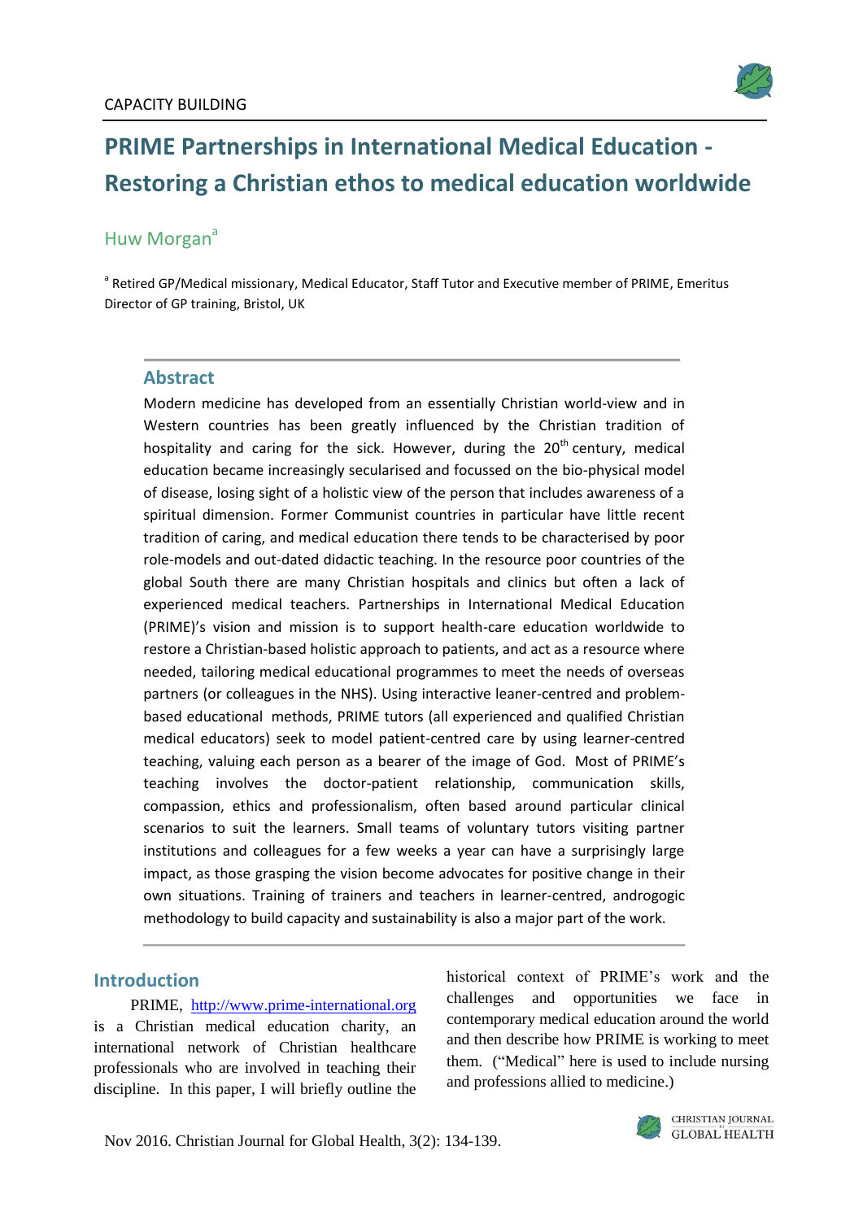CAPACITY BUILDING

# PRIME Partnerships in International Medical Education - Restoring a Christian ethos to medical education worldwide

Huw Morgan[a]

[a] Retired GP/Medical missionary, Medical Educator, Staff Tutor and Executive member of PRIME, Emeritus Director of GP training, Bristol, UK

## Abstract

Modern medicine has developed from an essentially Christian world-view and in Western countries has been greatly influenced by the Christian tradition of hospitality and caring for the sick. However, during the 20th century, medical education became increasingly secularised and focussed on the bio-physical model of disease, losing sight of a holistic view of the person that includes awareness of a spiritual dimension. Former Communist countries in particular have little recent tradition of caring, and medical education there tends to be characterised by poor role-models and out-dated didactic teaching. In the resource poor countries of the global South there are many Christian hospitals and clinics but often a lack of experienced medical teachers. Partnerships in International Medical Education (PRIME)'s vision and mission is to support health-care education worldwide to restore a Christian-based holistic approach to patients, and act as a resource where needed, tailoring medical educational programmes to meet the needs of overseas partners (or colleagues in the NHS). Using interactive leaner-centred and problem-based educational methods, PRIME tutors (all experienced and qualified Christian medical educators) seek to model patient-centred care by using learner-centred teaching, valuing each person as a bearer of the image of God. Most of PRIME's teaching involves the doctor-patient relationship, communication skills, compassion, ethics and professionalism, often based around particular clinical scenarios to suit the learners. Small teams of voluntary tutors visiting partner institutions and colleagues for a few weeks a year can have a surprisingly large impact, as those grasping the vision become advocates for positive change in their own situations. Training of trainers and teachers in learner-centred, androgogic methodology to build capacity and sustainability is also a major part of the work.

## Introduction

PRIME, http://www.prime-international.org is a Christian medical education charity, an international network of Christian healthcare professionals who are involved in teaching their discipline. In this paper, I will briefly outline the historical context of PRIME's work and the challenges and opportunities we face in contemporary medical education around the world and then describe how PRIME is working to meet them. ("Medical" here is used to include nursing and professions allied to medicine.)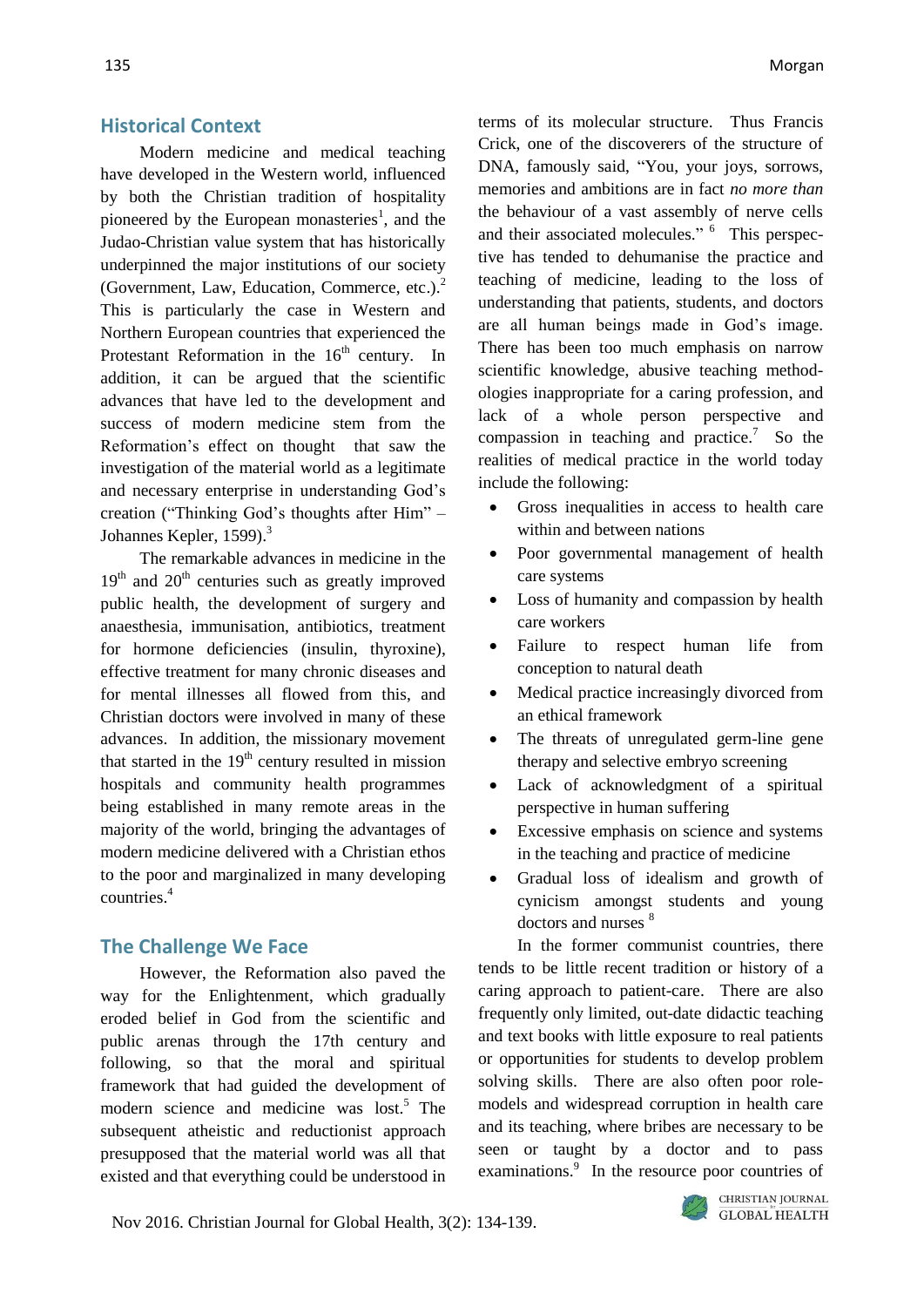## Historical Context

Modern medicine and medical teaching have developed in the Western world, influenced by both the Christian tradition of hospitality pioneered by the European monasteries[1], and the Judao-Christian value system that has historically underpinned the major institutions of our society (Government, Law, Education, Commerce, etc.).[2] This is particularly the case in Western and Northern European countries that experienced the Protestant Reformation in the 16th century. In addition, it can be argued that the scientific advances that have led to the development and success of modern medicine stem from the Reformation's effect on thought that saw the investigation of the material world as a legitimate and necessary enterprise in understanding God's creation ("Thinking God's thoughts after Him" – Johannes Kepler, 1599).[3]

The remarkable advances in medicine in the 19th and 20th centuries such as greatly improved public health, the development of surgery and anaesthesia, immunisation, antibiotics, treatment for hormone deficiencies (insulin, thyroxine), effective treatment for many chronic diseases and for mental illnesses all flowed from this, and Christian doctors were involved in many of these advances. In addition, the missionary movement that started in the 19th century resulted in mission hospitals and community health programmes being established in many remote areas in the majority of the world, bringing the advantages of modern medicine delivered with a Christian ethos to the poor and marginalized in many developing countries.[4]

## The Challenge We Face

However, the Reformation also paved the way for the Enlightenment, which gradually eroded belief in God from the scientific and public arenas through the 17th century and following, so that the moral and spiritual framework that had guided the development of modern science and medicine was lost.[5] The subsequent atheistic and reductionist approach presupposed that the material world was all that existed and that everything could be understood in terms of its molecular structure. Thus Francis Crick, one of the discoverers of the structure of DNA, famously said, "You, your joys, sorrows, memories and ambitions are in fact *no more than* the behaviour of a vast assembly of nerve cells and their associated molecules." [6] This perspective has tended to dehumanise the practice and teaching of medicine, leading to the loss of understanding that patients, students, and doctors are all human beings made in God's image. There has been too much emphasis on narrow scientific knowledge, abusive teaching methodologies inappropriate for a caring profession, and lack of a whole person perspective and compassion in teaching and practice.[7] So the realities of medical practice in the world today include the following:

- Gross inequalities in access to health care within and between nations
- Poor governmental management of health care systems
- Loss of humanity and compassion by health care workers
- Failure to respect human life from conception to natural death
- Medical practice increasingly divorced from an ethical framework
- The threats of unregulated germ-line gene therapy and selective embryo screening
- Lack of acknowledgment of a spiritual perspective in human suffering
- Excessive emphasis on science and systems in the teaching and practice of medicine
- Gradual loss of idealism and growth of cynicism amongst students and young doctors and nurses [8]

In the former communist countries, there tends to be little recent tradition or history of a caring approach to patient-care. There are also frequently only limited, out-date didactic teaching and text books with little exposure to real patients or opportunities for students to develop problem solving skills. There are also often poor role-models and widespread corruption in health care and its teaching, where bribes are necessary to be seen or taught by a doctor and to pass examinations.[9] In the resource poor countries of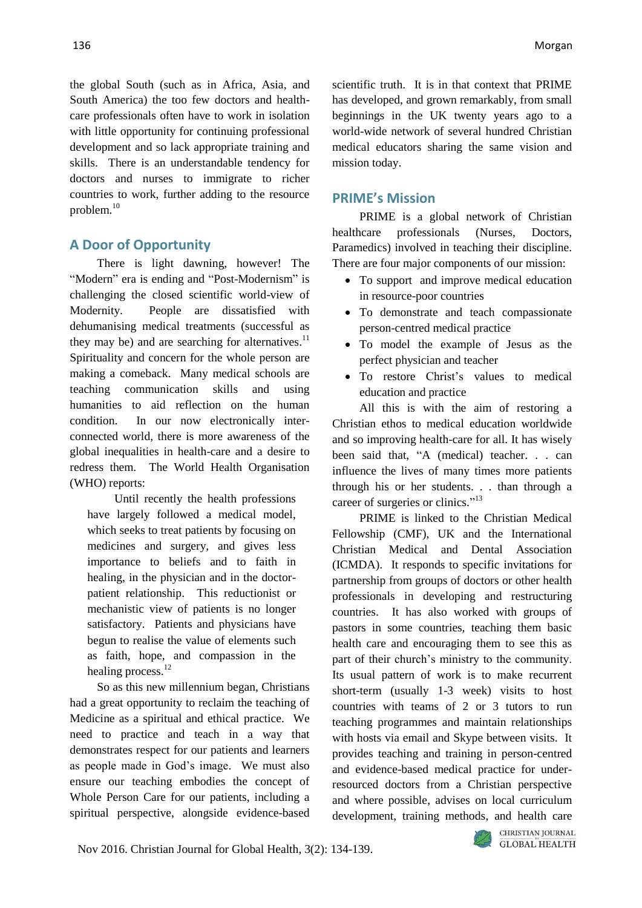the global South (such as in Africa, Asia, and South America) the too few doctors and health-care professionals often have to work in isolation with little opportunity for continuing professional development and so lack appropriate training and skills. There is an understandable tendency for doctors and nurses to immigrate to richer countries to work, further adding to the resource problem.[10]

## A Door of Opportunity

There is light dawning, however! The "Modern" era is ending and "Post-Modernism" is challenging the closed scientific world-view of Modernity. People are dissatisfied with dehumanising medical treatments (successful as they may be) and are searching for alternatives.[11] Spirituality and concern for the whole person are making a comeback. Many medical schools are teaching communication skills and using humanities to aid reflection on the human condition. In our now electronically inter-connected world, there is more awareness of the global inequalities in health-care and a desire to redress them. The World Health Organisation (WHO) reports:

> Until recently the health professions have largely followed a medical model, which seeks to treat patients by focusing on medicines and surgery, and gives less importance to beliefs and to faith in healing, in the physician and in the doctor-patient relationship. This reductionist or mechanistic view of patients is no longer satisfactory. Patients and physicians have begun to realise the value of elements such as faith, hope, and compassion in the healing process.[12]

So as this new millennium began, Christians had a great opportunity to reclaim the teaching of Medicine as a spiritual and ethical practice. We need to practice and teach in a way that demonstrates respect for our patients and learners as people made in God's image. We must also ensure our teaching embodies the concept of Whole Person Care for our patients, including a spiritual perspective, alongside evidence-based scientific truth. It is in that context that PRIME has developed, and grown remarkably, from small beginnings in the UK twenty years ago to a world-wide network of several hundred Christian medical educators sharing the same vision and mission today.

## PRIME's Mission

PRIME is a global network of Christian healthcare professionals (Nurses, Doctors, Paramedics) involved in teaching their discipline. There are four major components of our mission:

- To support and improve medical education in resource-poor countries
- To demonstrate and teach compassionate person-centred medical practice
- To model the example of Jesus as the perfect physician and teacher
- To restore Christ's values to medical education and practice

All this is with the aim of restoring a Christian ethos to medical education worldwide and so improving health-care for all. It has wisely been said that, "A (medical) teacher. . . can influence the lives of many times more patients through his or her students. . . than through a career of surgeries or clinics."[13]

PRIME is linked to the Christian Medical Fellowship (CMF), UK and the International Christian Medical and Dental Association (ICMDA). It responds to specific invitations for partnership from groups of doctors or other health professionals in developing and restructuring countries. It has also worked with groups of pastors in some countries, teaching them basic health care and encouraging them to see this as part of their church's ministry to the community. Its usual pattern of work is to make recurrent short-term (usually 1-3 week) visits to host countries with teams of 2 or 3 tutors to run teaching programmes and maintain relationships with hosts via email and Skype between visits. It provides teaching and training in person-centred and evidence-based medical practice for under-resourced doctors from a Christian perspective and where possible, advises on local curriculum development, training methods, and health care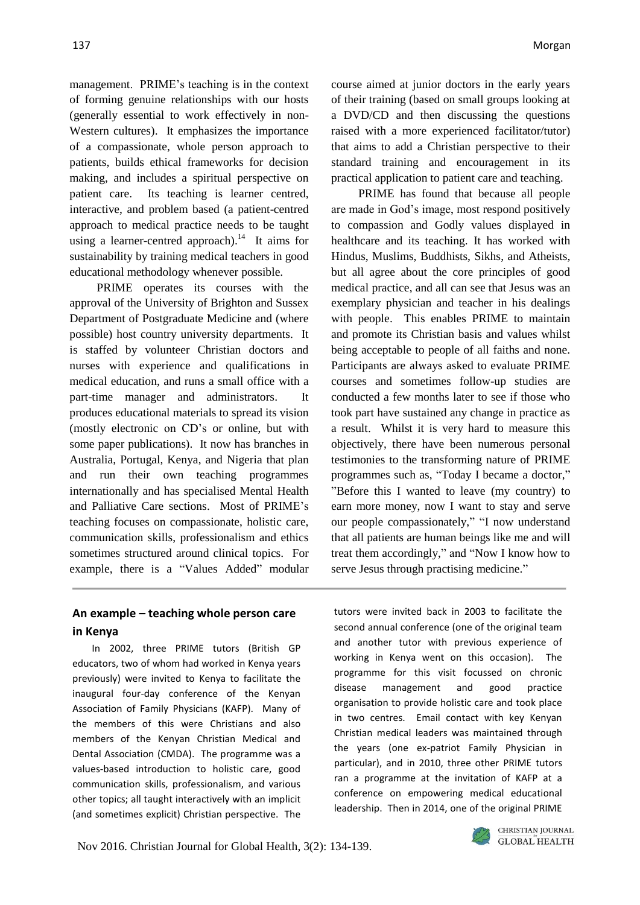management. PRIME's teaching is in the context of forming genuine relationships with our hosts (generally essential to work effectively in non-Western cultures). It emphasizes the importance of a compassionate, whole person approach to patients, builds ethical frameworks for decision making, and includes a spiritual perspective on patient care. Its teaching is learner centred, interactive, and problem based (a patient-centred approach to medical practice needs to be taught using a learner-centred approach).[14] It aims for sustainability by training medical teachers in good educational methodology whenever possible.

PRIME operates its courses with the approval of the University of Brighton and Sussex Department of Postgraduate Medicine and (where possible) host country university departments. It is staffed by volunteer Christian doctors and nurses with experience and qualifications in medical education, and runs a small office with a part-time manager and administrators. It produces educational materials to spread its vision (mostly electronic on CD's or online, but with some paper publications). It now has branches in Australia, Portugal, Kenya, and Nigeria that plan and run their own teaching programmes internationally and has specialised Mental Health and Palliative Care sections. Most of PRIME's teaching focuses on compassionate, holistic care, communication skills, professionalism and ethics sometimes structured around clinical topics. For example, there is a "Values Added" modular course aimed at junior doctors in the early years of their training (based on small groups looking at a DVD/CD and then discussing the questions raised with a more experienced facilitator/tutor) that aims to add a Christian perspective to their standard training and encouragement in its practical application to patient care and teaching.

PRIME has found that because all people are made in God's image, most respond positively to compassion and Godly values displayed in healthcare and its teaching. It has worked with Hindus, Muslims, Buddhists, Sikhs, and Atheists, but all agree about the core principles of good medical practice, and all can see that Jesus was an exemplary physician and teacher in his dealings with people. This enables PRIME to maintain and promote its Christian basis and values whilst being acceptable to people of all faiths and none. Participants are always asked to evaluate PRIME courses and sometimes follow-up studies are conducted a few months later to see if those who took part have sustained any change in practice as a result. Whilst it is very hard to measure this objectively, there have been numerous personal testimonies to the transforming nature of PRIME programmes such as, "Today I became a doctor," "Before this I wanted to leave (my country) to earn more money, now I want to stay and serve our people compassionately," "I now understand that all patients are human beings like me and will treat them accordingly," and "Now I know how to serve Jesus through practising medicine."

## An example – teaching whole person care in Kenya

In 2002, three PRIME tutors (British GP educators, two of whom had worked in Kenya years previously) were invited to Kenya to facilitate the inaugural four-day conference of the Kenyan Association of Family Physicians (KAFP). Many of the members of this were Christians and also members of the Kenyan Christian Medical and Dental Association (CMDA). The programme was a values-based introduction to holistic care, good communication skills, professionalism, and various other topics; all taught interactively with an implicit (and sometimes explicit) Christian perspective. The tutors were invited back in 2003 to facilitate the second annual conference (one of the original team and another tutor with previous experience of working in Kenya went on this occasion). The programme for this visit focussed on chronic disease management and good practice organisation to provide holistic care and took place in two centres. Email contact with key Kenyan Christian medical leaders was maintained through the years (one ex-patriot Family Physician in particular), and in 2010, three other PRIME tutors ran a programme at the invitation of KAFP at a conference on empowering medical educational leadership. Then in 2014, one of the original PRIME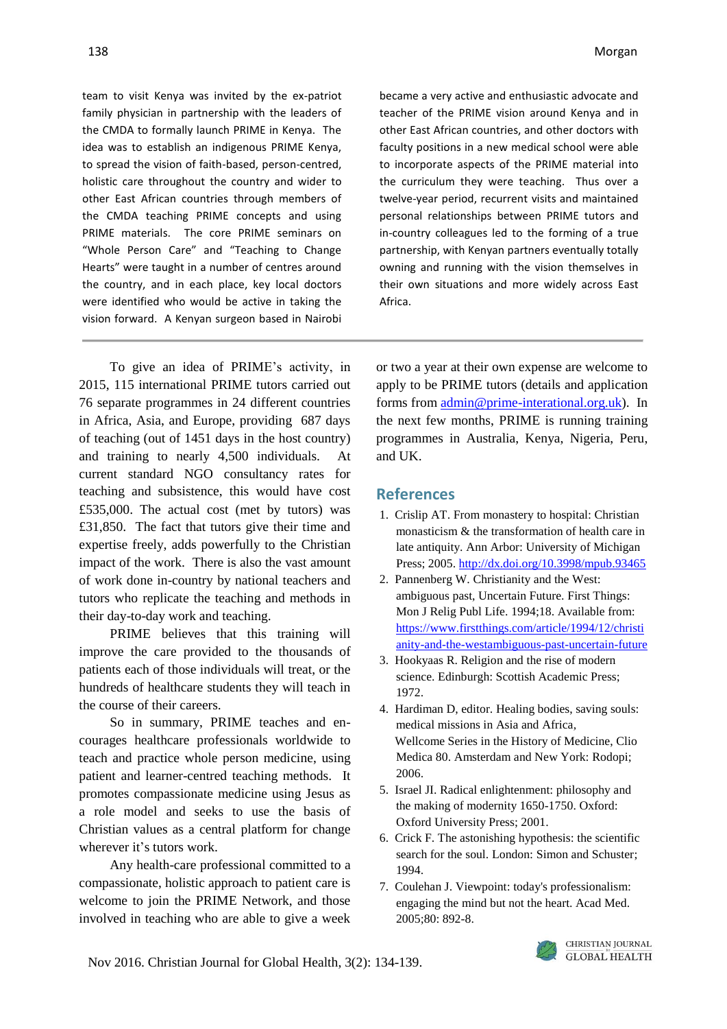team to visit Kenya was invited by the ex-patriot family physician in partnership with the leaders of the CMDA to formally launch PRIME in Kenya. The idea was to establish an indigenous PRIME Kenya, to spread the vision of faith-based, person-centred, holistic care throughout the country and wider to other East African countries through members of the CMDA teaching PRIME concepts and using PRIME materials. The core PRIME seminars on "Whole Person Care" and "Teaching to Change Hearts" were taught in a number of centres around the country, and in each place, key local doctors were identified who would be active in taking the vision forward. A Kenyan surgeon based in Nairobi became a very active and enthusiastic advocate and teacher of the PRIME vision around Kenya and in other East African countries, and other doctors with faculty positions in a new medical school were able to incorporate aspects of the PRIME material into the curriculum they were teaching. Thus over a twelve-year period, recurrent visits and maintained personal relationships between PRIME tutors and in-country colleagues led to the forming of a true partnership, with Kenyan partners eventually totally owning and running with the vision themselves in their own situations and more widely across East Africa.

---

To give an idea of PRIME's activity, in 2015, 115 international PRIME tutors carried out 76 separate programmes in 24 different countries in Africa, Asia, and Europe, providing 687 days of teaching (out of 1451 days in the host country) and training to nearly 4,500 individuals. At current standard NGO consultancy rates for teaching and subsistence, this would have cost £535,000. The actual cost (met by tutors) was £31,850. The fact that tutors give their time and expertise freely, adds powerfully to the Christian impact of the work. There is also the vast amount of work done in-country by national teachers and tutors who replicate the teaching and methods in their day-to-day work and teaching.

PRIME believes that this training will improve the care provided to the thousands of patients each of those individuals will treat, or the hundreds of healthcare students they will teach in the course of their careers.

So in summary, PRIME teaches and encourages healthcare professionals worldwide to teach and practice whole person medicine, using patient and learner-centred teaching methods. It promotes compassionate medicine using Jesus as a role model and seeks to use the basis of Christian values as a central platform for change wherever it's tutors work.

Any health-care professional committed to a compassionate, holistic approach to patient care is welcome to join the PRIME Network, and those involved in teaching who are able to give a week or two a year at their own expense are welcome to apply to be PRIME tutors (details and application forms from admin@prime-interational.org.uk). In the next few months, PRIME is running training programmes in Australia, Kenya, Nigeria, Peru, and UK.

## References

1. Crislip AT. From monastery to hospital: Christian monasticism & the transformation of health care in late antiquity. Ann Arbor: University of Michigan Press; 2005. http://dx.doi.org/10.3998/mpub.93465
2. Pannenberg W. Christianity and the West: ambiguous past, Uncertain Future. First Things: Mon J Relig Publ Life. 1994;18. Available from: https://www.firstthings.com/article/1994/12/christianity-and-the-westambiguous-past-uncertain-future
3. Hookyaas R. Religion and the rise of modern science. Edinburgh: Scottish Academic Press; 1972.
4. Hardiman D, editor. Healing bodies, saving souls: medical missions in Asia and Africa, Wellcome Series in the History of Medicine, Clio Medica 80. Amsterdam and New York: Rodopi; 2006.
5. Israel JI. Radical enlightenment: philosophy and the making of modernity 1650-1750. Oxford: Oxford University Press; 2001.
6. Crick F. The astonishing hypothesis: the scientific search for the soul. London: Simon and Schuster; 1994.
7. Coulehan J. Viewpoint: today's professionalism: engaging the mind but not the heart. Acad Med. 2005;80: 892-8.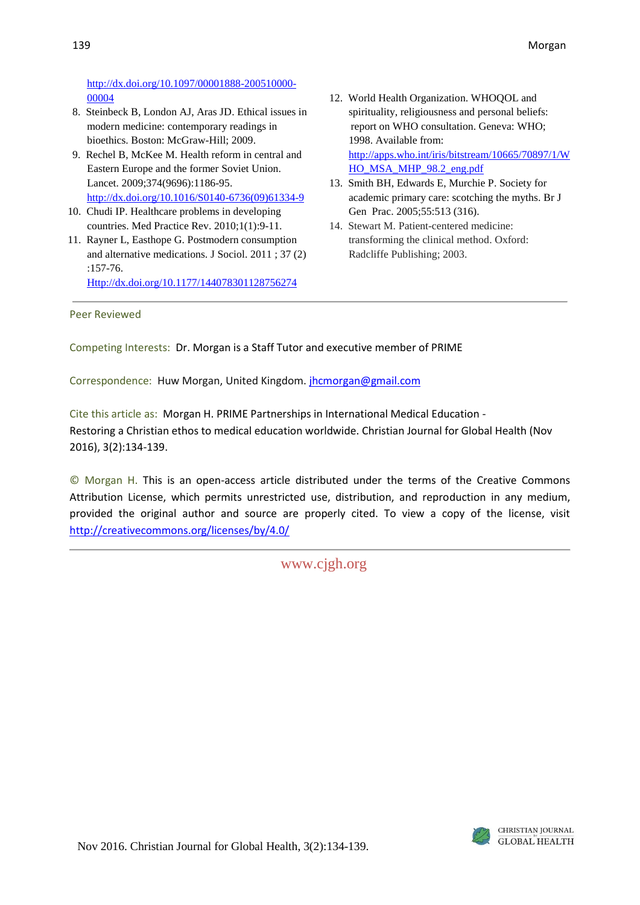http://dx.doi.org/10.1097/00001888-200510000-00004

8. Steinbeck B, London AJ, Aras JD. Ethical issues in modern medicine: contemporary readings in bioethics. Boston: McGraw-Hill; 2009.
9. Rechel B, McKee M. Health reform in central and Eastern Europe and the former Soviet Union. Lancet. 2009;374(9696):1186-95. http://dx.doi.org/10.1016/S0140-6736(09)61334-9
10. Chudi IP. Healthcare problems in developing countries. Med Practice Rev. 2010;1(1):9-11.
11. Rayner L, Easthope G. Postmodern consumption and alternative medications. J Sociol. 2011 ; 37 (2) :157-76. Http://dx.doi.org/10.1177/144078301128756274
12. World Health Organization. WHOQOL and spirituality, religiousness and personal beliefs: report on WHO consultation. Geneva: WHO; 1998. Available from: http://apps.who.int/iris/bitstream/10665/70897/1/WHO_MSA_MHP_98.2_eng.pdf
13. Smith BH, Edwards E, Murchie P. Society for academic primary care: scotching the myths. Br J Gen Prac. 2005;55:513 (316).
14. Stewart M. Patient-centered medicine: transforming the clinical method. Oxford: Radcliffe Publishing; 2003.

---

Peer Reviewed

Competing Interests: Dr. Morgan is a Staff Tutor and executive member of PRIME

Correspondence: Huw Morgan, United Kingdom. jhcmorgan@gmail.com

Cite this article as: Morgan H. PRIME Partnerships in International Medical Education - Restoring a Christian ethos to medical education worldwide. Christian Journal for Global Health (Nov 2016), 3(2):134-139.

© Morgan H. This is an open-access article distributed under the terms of the Creative Commons Attribution License, which permits unrestricted use, distribution, and reproduction in any medium, provided the original author and source are properly cited. To view a copy of the license, visit http://creativecommons.org/licenses/by/4.0/

---

www.cjgh.org